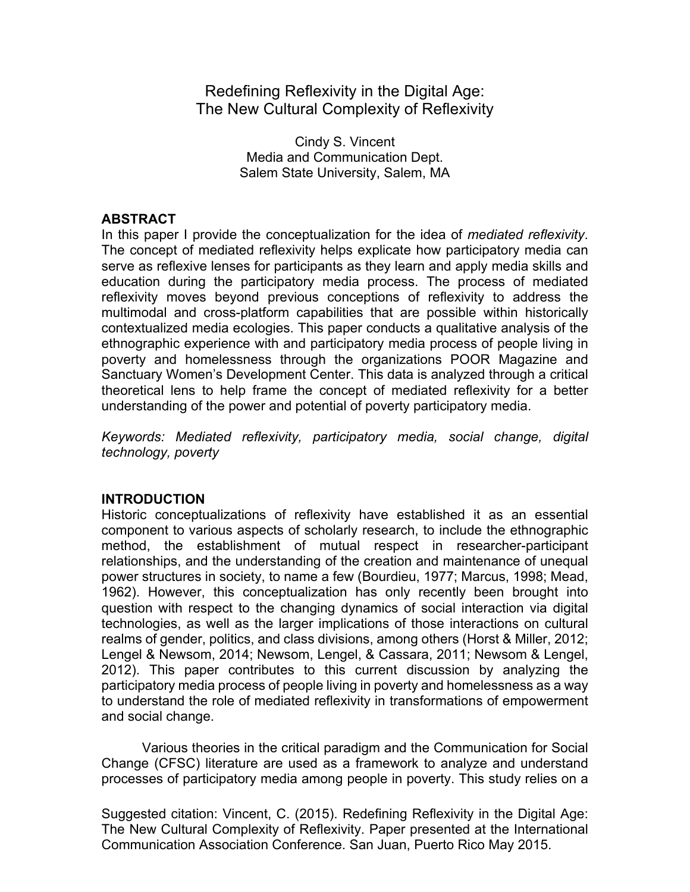# Redefining Reflexivity in the Digital Age: The New Cultural Complexity of Reflexivity

Cindy S. Vincent
Media and Communication Dept.
Salem State University, Salem, MA

## ABSTRACT

In this paper I provide the conceptualization for the idea of *mediated reflexivity*. The concept of mediated reflexivity helps explicate how participatory media can serve as reflexive lenses for participants as they learn and apply media skills and education during the participatory media process. The process of mediated reflexivity moves beyond previous conceptions of reflexivity to address the multimodal and cross-platform capabilities that are possible within historically contextualized media ecologies. This paper conducts a qualitative analysis of the ethnographic experience with and participatory media process of people living in poverty and homelessness through the organizations POOR Magazine and Sanctuary Women's Development Center. This data is analyzed through a critical theoretical lens to help frame the concept of mediated reflexivity for a better understanding of the power and potential of poverty participatory media.

*Keywords: Mediated reflexivity, participatory media, social change, digital technology, poverty*

## INTRODUCTION

Historic conceptualizations of reflexivity have established it as an essential component to various aspects of scholarly research, to include the ethnographic method, the establishment of mutual respect in researcher-participant relationships, and the understanding of the creation and maintenance of unequal power structures in society, to name a few (Bourdieu, 1977; Marcus, 1998; Mead, 1962). However, this conceptualization has only recently been brought into question with respect to the changing dynamics of social interaction via digital technologies, as well as the larger implications of those interactions on cultural realms of gender, politics, and class divisions, among others (Horst & Miller, 2012; Lengel & Newsom, 2014; Newsom, Lengel, & Cassara, 2011; Newsom & Lengel, 2012). This paper contributes to this current discussion by analyzing the participatory media process of people living in poverty and homelessness as a way to understand the role of mediated reflexivity in transformations of empowerment and social change.

Various theories in the critical paradigm and the Communication for Social Change (CFSC) literature are used as a framework to analyze and understand processes of participatory media among people in poverty. This study relies on a

Suggested citation: Vincent, C. (2015). Redefining Reflexivity in the Digital Age: The New Cultural Complexity of Reflexivity. Paper presented at the International Communication Association Conference. San Juan, Puerto Rico May 2015.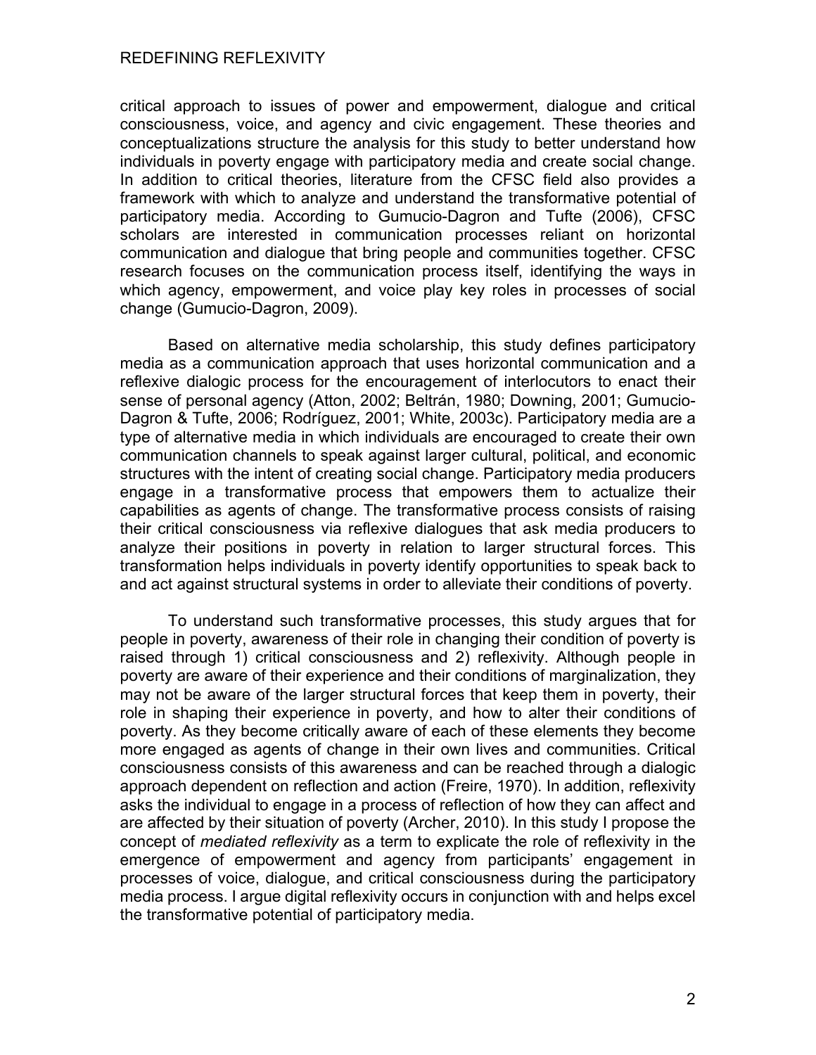critical approach to issues of power and empowerment, dialogue and critical consciousness, voice, and agency and civic engagement. These theories and conceptualizations structure the analysis for this study to better understand how individuals in poverty engage with participatory media and create social change. In addition to critical theories, literature from the CFSC field also provides a framework with which to analyze and understand the transformative potential of participatory media. According to Gumucio-Dagron and Tufte (2006), CFSC scholars are interested in communication processes reliant on horizontal communication and dialogue that bring people and communities together. CFSC research focuses on the communication process itself, identifying the ways in which agency, empowerment, and voice play key roles in processes of social change (Gumucio-Dagron, 2009).

Based on alternative media scholarship, this study defines participatory media as a communication approach that uses horizontal communication and a reflexive dialogic process for the encouragement of interlocutors to enact their sense of personal agency (Atton, 2002; Beltrán, 1980; Downing, 2001; Gumucio-Dagron & Tufte, 2006; Rodríguez, 2001; White, 2003c). Participatory media are a type of alternative media in which individuals are encouraged to create their own communication channels to speak against larger cultural, political, and economic structures with the intent of creating social change. Participatory media producers engage in a transformative process that empowers them to actualize their capabilities as agents of change. The transformative process consists of raising their critical consciousness via reflexive dialogues that ask media producers to analyze their positions in poverty in relation to larger structural forces. This transformation helps individuals in poverty identify opportunities to speak back to and act against structural systems in order to alleviate their conditions of poverty.

To understand such transformative processes, this study argues that for people in poverty, awareness of their role in changing their condition of poverty is raised through 1) critical consciousness and 2) reflexivity. Although people in poverty are aware of their experience and their conditions of marginalization, they may not be aware of the larger structural forces that keep them in poverty, their role in shaping their experience in poverty, and how to alter their conditions of poverty. As they become critically aware of each of these elements they become more engaged as agents of change in their own lives and communities. Critical consciousness consists of this awareness and can be reached through a dialogic approach dependent on reflection and action (Freire, 1970). In addition, reflexivity asks the individual to engage in a process of reflection of how they can affect and are affected by their situation of poverty (Archer, 2010). In this study I propose the concept of *mediated reflexivity* as a term to explicate the role of reflexivity in the emergence of empowerment and agency from participants' engagement in processes of voice, dialogue, and critical consciousness during the participatory media process. I argue digital reflexivity occurs in conjunction with and helps excel the transformative potential of participatory media.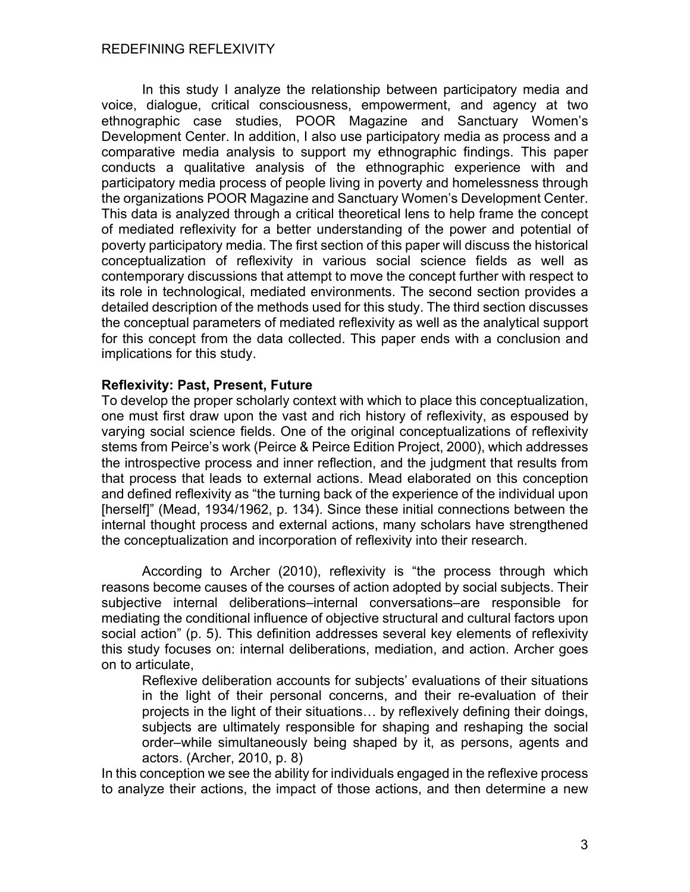In this study I analyze the relationship between participatory media and voice, dialogue, critical consciousness, empowerment, and agency at two ethnographic case studies, POOR Magazine and Sanctuary Women's Development Center. In addition, I also use participatory media as process and a comparative media analysis to support my ethnographic findings. This paper conducts a qualitative analysis of the ethnographic experience with and participatory media process of people living in poverty and homelessness through the organizations POOR Magazine and Sanctuary Women's Development Center. This data is analyzed through a critical theoretical lens to help frame the concept of mediated reflexivity for a better understanding of the power and potential of poverty participatory media. The first section of this paper will discuss the historical conceptualization of reflexivity in various social science fields as well as contemporary discussions that attempt to move the concept further with respect to its role in technological, mediated environments. The second section provides a detailed description of the methods used for this study. The third section discusses the conceptual parameters of mediated reflexivity as well as the analytical support for this concept from the data collected. This paper ends with a conclusion and implications for this study.

**Reflexivity: Past, Present, Future**

To develop the proper scholarly context with which to place this conceptualization, one must first draw upon the vast and rich history of reflexivity, as espoused by varying social science fields. One of the original conceptualizations of reflexivity stems from Peirce's work (Peirce & Peirce Edition Project, 2000), which addresses the introspective process and inner reflection, and the judgment that results from that process that leads to external actions. Mead elaborated on this conception and defined reflexivity as "the turning back of the experience of the individual upon [herself]" (Mead, 1934/1962, p. 134). Since these initial connections between the internal thought process and external actions, many scholars have strengthened the conceptualization and incorporation of reflexivity into their research.

According to Archer (2010), reflexivity is "the process through which reasons become causes of the courses of action adopted by social subjects. Their subjective internal deliberations–internal conversations–are responsible for mediating the conditional influence of objective structural and cultural factors upon social action" (p. 5). This definition addresses several key elements of reflexivity this study focuses on: internal deliberations, mediation, and action. Archer goes on to articulate,

> Reflexive deliberation accounts for subjects' evaluations of their situations in the light of their personal concerns, and their re-evaluation of their projects in the light of their situations… by reflexively defining their doings, subjects are ultimately responsible for shaping and reshaping the social order–while simultaneously being shaped by it, as persons, agents and actors. (Archer, 2010, p. 8)

In this conception we see the ability for individuals engaged in the reflexive process to analyze their actions, the impact of those actions, and then determine a new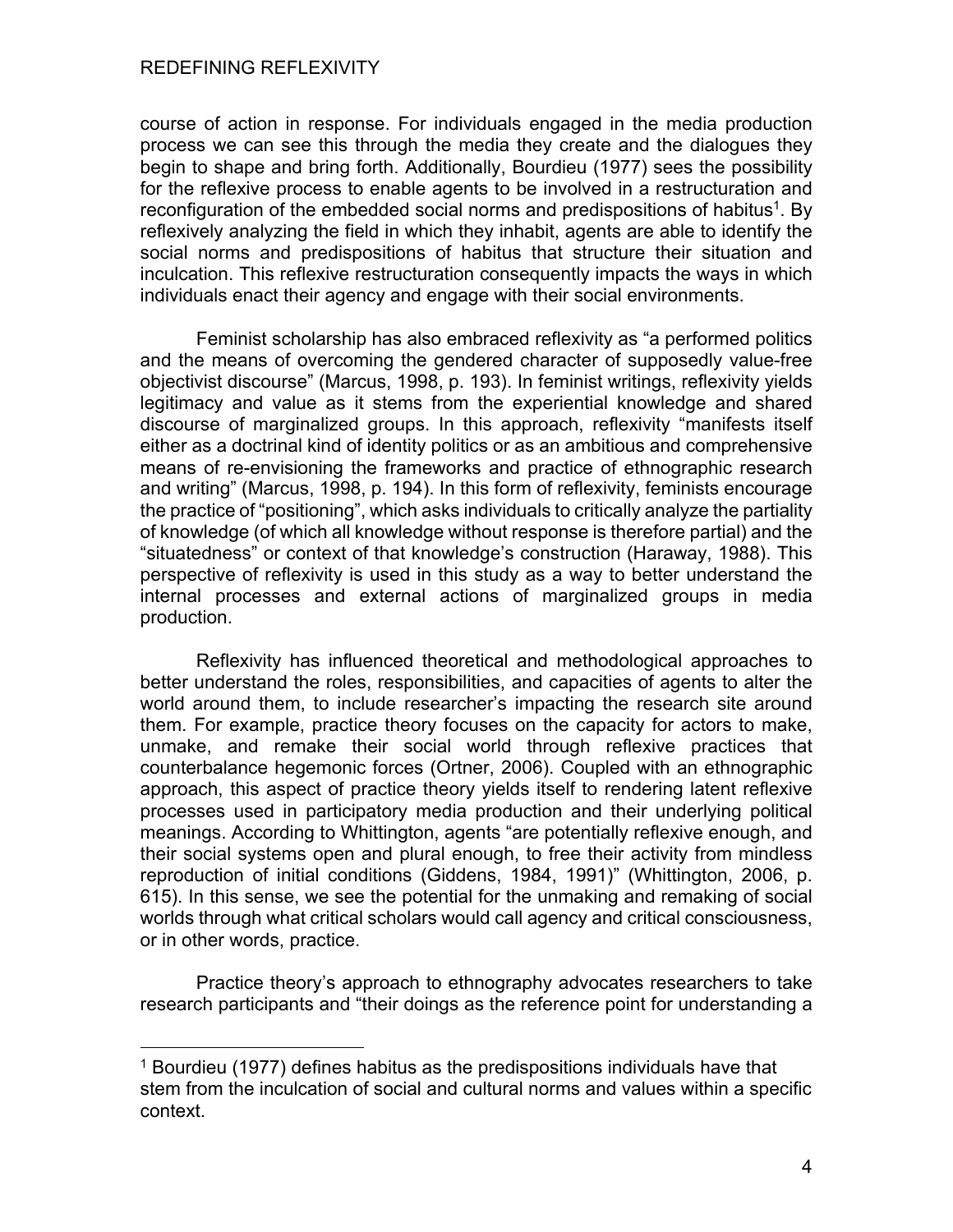course of action in response. For individuals engaged in the media production process we can see this through the media they create and the dialogues they begin to shape and bring forth. Additionally, Bourdieu (1977) sees the possibility for the reflexive process to enable agents to be involved in a restructuration and reconfiguration of the embedded social norms and predispositions of habitus[1]. By reflexively analyzing the field in which they inhabit, agents are able to identify the social norms and predispositions of habitus that structure their situation and inculcation. This reflexive restructuration consequently impacts the ways in which individuals enact their agency and engage with their social environments.

Feminist scholarship has also embraced reflexivity as "a performed politics and the means of overcoming the gendered character of supposedly value-free objectivist discourse" (Marcus, 1998, p. 193). In feminist writings, reflexivity yields legitimacy and value as it stems from the experiential knowledge and shared discourse of marginalized groups. In this approach, reflexivity "manifests itself either as a doctrinal kind of identity politics or as an ambitious and comprehensive means of re-envisioning the frameworks and practice of ethnographic research and writing" (Marcus, 1998, p. 194). In this form of reflexivity, feminists encourage the practice of "positioning", which asks individuals to critically analyze the partiality of knowledge (of which all knowledge without response is therefore partial) and the "situatedness" or context of that knowledge's construction (Haraway, 1988). This perspective of reflexivity is used in this study as a way to better understand the internal processes and external actions of marginalized groups in media production.

Reflexivity has influenced theoretical and methodological approaches to better understand the roles, responsibilities, and capacities of agents to alter the world around them, to include researcher's impacting the research site around them. For example, practice theory focuses on the capacity for actors to make, unmake, and remake their social world through reflexive practices that counterbalance hegemonic forces (Ortner, 2006). Coupled with an ethnographic approach, this aspect of practice theory yields itself to rendering latent reflexive processes used in participatory media production and their underlying political meanings. According to Whittington, agents "are potentially reflexive enough, and their social systems open and plural enough, to free their activity from mindless reproduction of initial conditions (Giddens, 1984, 1991)" (Whittington, 2006, p. 615). In this sense, we see the potential for the unmaking and remaking of social worlds through what critical scholars would call agency and critical consciousness, or in other words, practice.

Practice theory's approach to ethnography advocates researchers to take research participants and "their doings as the reference point for understanding a

---

[1] Bourdieu (1977) defines habitus as the predispositions individuals have that stem from the inculcation of social and cultural norms and values within a specific context.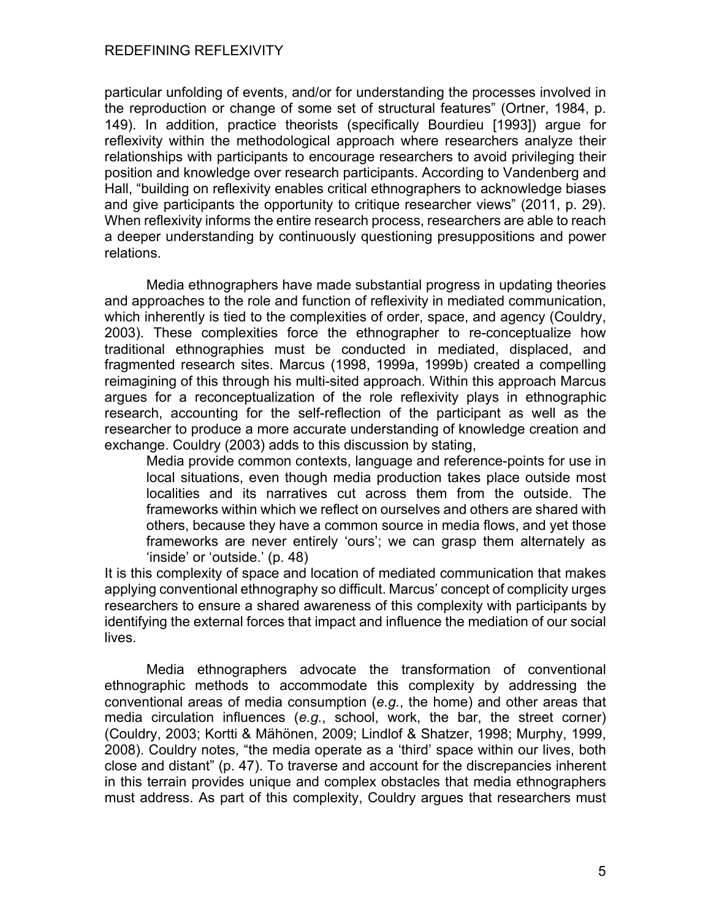particular unfolding of events, and/or for understanding the processes involved in the reproduction or change of some set of structural features" (Ortner, 1984, p. 149). In addition, practice theorists (specifically Bourdieu [1993]) argue for reflexivity within the methodological approach where researchers analyze their relationships with participants to encourage researchers to avoid privileging their position and knowledge over research participants. According to Vandenberg and Hall, "building on reflexivity enables critical ethnographers to acknowledge biases and give participants the opportunity to critique researcher views" (2011, p. 29). When reflexivity informs the entire research process, researchers are able to reach a deeper understanding by continuously questioning presuppositions and power relations.

Media ethnographers have made substantial progress in updating theories and approaches to the role and function of reflexivity in mediated communication, which inherently is tied to the complexities of order, space, and agency (Couldry, 2003). These complexities force the ethnographer to re-conceptualize how traditional ethnographies must be conducted in mediated, displaced, and fragmented research sites. Marcus (1998, 1999a, 1999b) created a compelling reimagining of this through his multi-sited approach. Within this approach Marcus argues for a reconceptualization of the role reflexivity plays in ethnographic research, accounting for the self-reflection of the participant as well as the researcher to produce a more accurate understanding of knowledge creation and exchange. Couldry (2003) adds to this discussion by stating,

> Media provide common contexts, language and reference-points for use in local situations, even though media production takes place outside most localities and its narratives cut across them from the outside. The frameworks within which we reflect on ourselves and others are shared with others, because they have a common source in media flows, and yet those frameworks are never entirely 'ours'; we can grasp them alternately as 'inside' or 'outside.' (p. 48)

It is this complexity of space and location of mediated communication that makes applying conventional ethnography so difficult. Marcus' concept of complicity urges researchers to ensure a shared awareness of this complexity with participants by identifying the external forces that impact and influence the mediation of our social lives.

Media ethnographers advocate the transformation of conventional ethnographic methods to accommodate this complexity by addressing the conventional areas of media consumption (*e.g.*, the home) and other areas that media circulation influences (*e.g.*, school, work, the bar, the street corner) (Couldry, 2003; Kortti & Mähönen, 2009; Lindlof & Shatzer, 1998; Murphy, 1999, 2008). Couldry notes, "the media operate as a 'third' space within our lives, both close and distant" (p. 47). To traverse and account for the discrepancies inherent in this terrain provides unique and complex obstacles that media ethnographers must address. As part of this complexity, Couldry argues that researchers must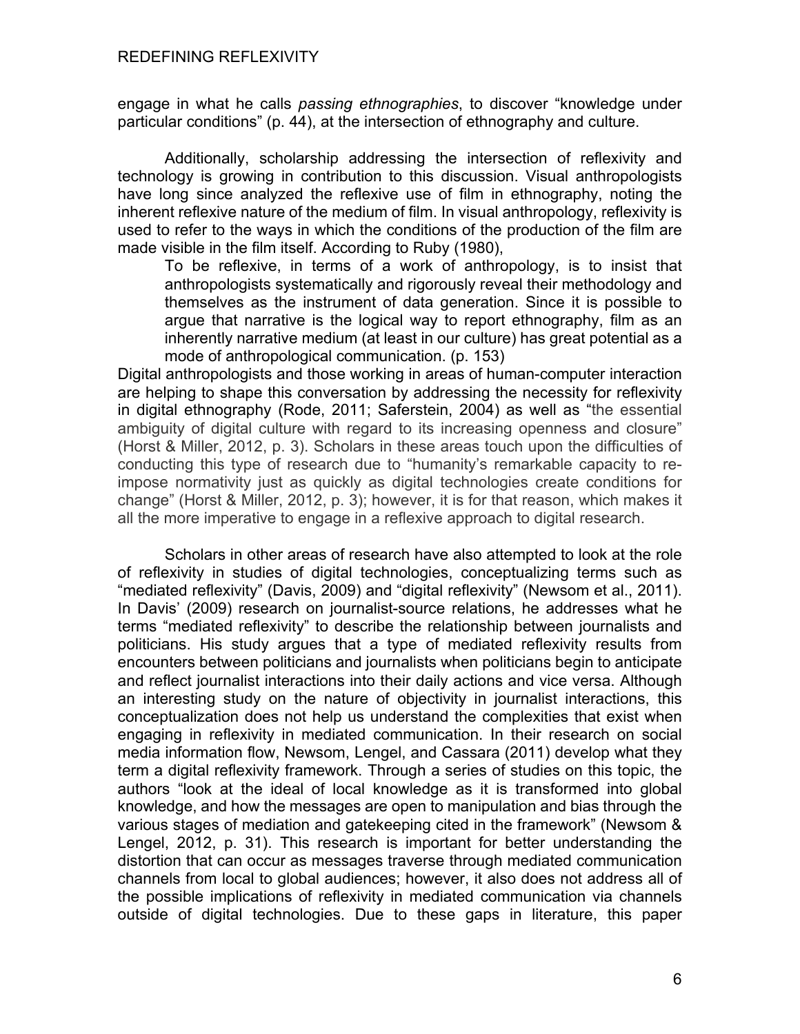engage in what he calls *passing ethnographies*, to discover "knowledge under particular conditions" (p. 44), at the intersection of ethnography and culture.

Additionally, scholarship addressing the intersection of reflexivity and technology is growing in contribution to this discussion. Visual anthropologists have long since analyzed the reflexive use of film in ethnography, noting the inherent reflexive nature of the medium of film. In visual anthropology, reflexivity is used to refer to the ways in which the conditions of the production of the film are made visible in the film itself. According to Ruby (1980),

> To be reflexive, in terms of a work of anthropology, is to insist that anthropologists systematically and rigorously reveal their methodology and themselves as the instrument of data generation. Since it is possible to argue that narrative is the logical way to report ethnography, film as an inherently narrative medium (at least in our culture) has great potential as a mode of anthropological communication. (p. 153)

Digital anthropologists and those working in areas of human-computer interaction are helping to shape this conversation by addressing the necessity for reflexivity in digital ethnography (Rode, 2011; Saferstein, 2004) as well as "the essential ambiguity of digital culture with regard to its increasing openness and closure" (Horst & Miller, 2012, p. 3). Scholars in these areas touch upon the difficulties of conducting this type of research due to "humanity's remarkable capacity to re-impose normativity just as quickly as digital technologies create conditions for change" (Horst & Miller, 2012, p. 3); however, it is for that reason, which makes it all the more imperative to engage in a reflexive approach to digital research.

Scholars in other areas of research have also attempted to look at the role of reflexivity in studies of digital technologies, conceptualizing terms such as "mediated reflexivity" (Davis, 2009) and "digital reflexivity" (Newsom et al., 2011). In Davis' (2009) research on journalist-source relations, he addresses what he terms "mediated reflexivity" to describe the relationship between journalists and politicians. His study argues that a type of mediated reflexivity results from encounters between politicians and journalists when politicians begin to anticipate and reflect journalist interactions into their daily actions and vice versa. Although an interesting study on the nature of objectivity in journalist interactions, this conceptualization does not help us understand the complexities that exist when engaging in reflexivity in mediated communication. In their research on social media information flow, Newsom, Lengel, and Cassara (2011) develop what they term a digital reflexivity framework. Through a series of studies on this topic, the authors "look at the ideal of local knowledge as it is transformed into global knowledge, and how the messages are open to manipulation and bias through the various stages of mediation and gatekeeping cited in the framework" (Newsom & Lengel, 2012, p. 31). This research is important for better understanding the distortion that can occur as messages traverse through mediated communication channels from local to global audiences; however, it also does not address all of the possible implications of reflexivity in mediated communication via channels outside of digital technologies. Due to these gaps in literature, this paper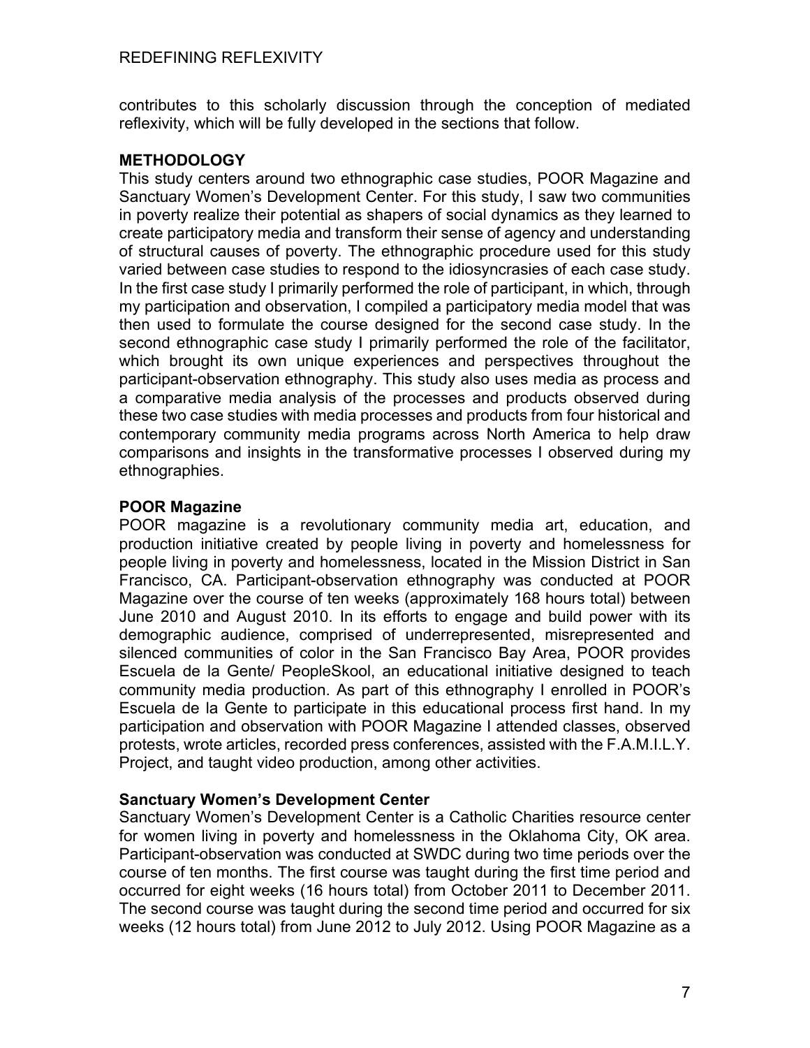contributes to this scholarly discussion through the conception of mediated reflexivity, which will be fully developed in the sections that follow.

## METHODOLOGY

This study centers around two ethnographic case studies, POOR Magazine and Sanctuary Women's Development Center. For this study, I saw two communities in poverty realize their potential as shapers of social dynamics as they learned to create participatory media and transform their sense of agency and understanding of structural causes of poverty. The ethnographic procedure used for this study varied between case studies to respond to the idiosyncrasies of each case study. In the first case study I primarily performed the role of participant, in which, through my participation and observation, I compiled a participatory media model that was then used to formulate the course designed for the second case study. In the second ethnographic case study I primarily performed the role of the facilitator, which brought its own unique experiences and perspectives throughout the participant-observation ethnography. This study also uses media as process and a comparative media analysis of the processes and products observed during these two case studies with media processes and products from four historical and contemporary community media programs across North America to help draw comparisons and insights in the transformative processes I observed during my ethnographies.

### POOR Magazine

POOR magazine is a revolutionary community media art, education, and production initiative created by people living in poverty and homelessness for people living in poverty and homelessness, located in the Mission District in San Francisco, CA. Participant-observation ethnography was conducted at POOR Magazine over the course of ten weeks (approximately 168 hours total) between June 2010 and August 2010. In its efforts to engage and build power with its demographic audience, comprised of underrepresented, misrepresented and silenced communities of color in the San Francisco Bay Area, POOR provides Escuela de la Gente/ PeopleSkool, an educational initiative designed to teach community media production. As part of this ethnography I enrolled in POOR's Escuela de la Gente to participate in this educational process first hand. In my participation and observation with POOR Magazine I attended classes, observed protests, wrote articles, recorded press conferences, assisted with the F.A.M.I.L.Y. Project, and taught video production, among other activities.

### Sanctuary Women's Development Center

Sanctuary Women's Development Center is a Catholic Charities resource center for women living in poverty and homelessness in the Oklahoma City, OK area. Participant-observation was conducted at SWDC during two time periods over the course of ten months. The first course was taught during the first time period and occurred for eight weeks (16 hours total) from October 2011 to December 2011. The second course was taught during the second time period and occurred for six weeks (12 hours total) from June 2012 to July 2012. Using POOR Magazine as a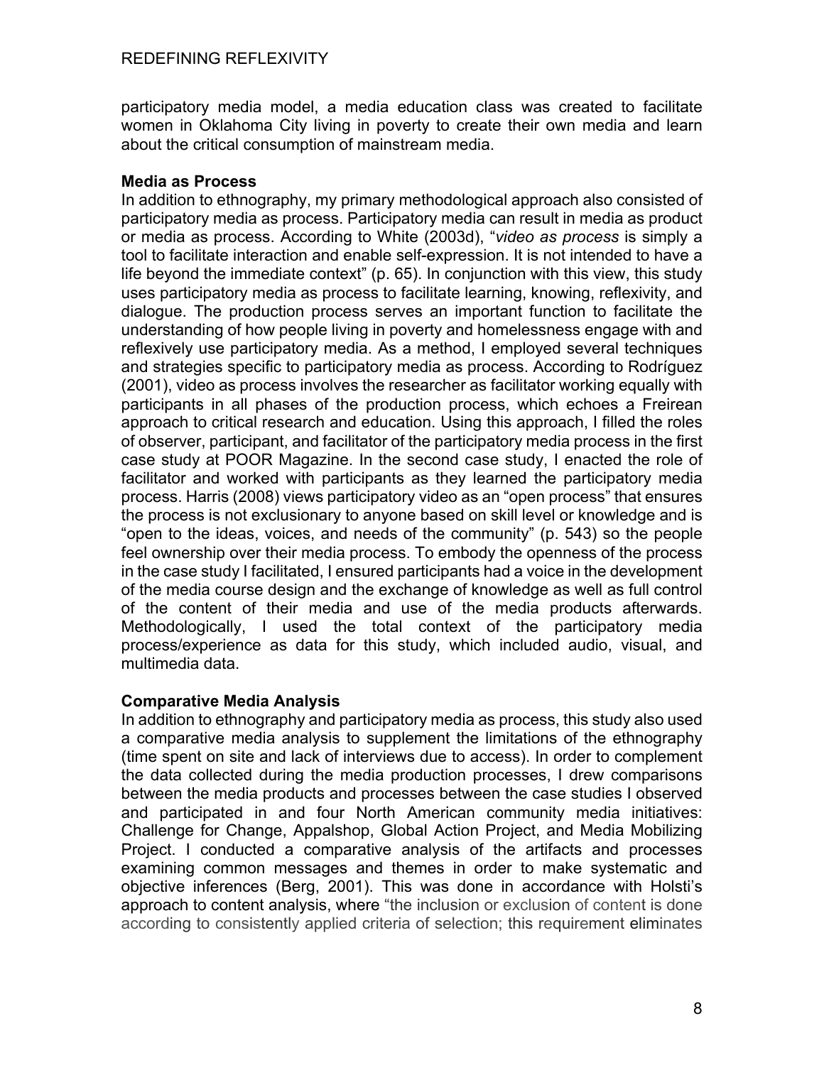participatory media model, a media education class was created to facilitate women in Oklahoma City living in poverty to create their own media and learn about the critical consumption of mainstream media.

**Media as Process**

In addition to ethnography, my primary methodological approach also consisted of participatory media as process. Participatory media can result in media as product or media as process. According to White (2003d), "*video as process* is simply a tool to facilitate interaction and enable self-expression. It is not intended to have a life beyond the immediate context" (p. 65). In conjunction with this view, this study uses participatory media as process to facilitate learning, knowing, reflexivity, and dialogue. The production process serves an important function to facilitate the understanding of how people living in poverty and homelessness engage with and reflexively use participatory media. As a method, I employed several techniques and strategies specific to participatory media as process. According to Rodríguez (2001), video as process involves the researcher as facilitator working equally with participants in all phases of the production process, which echoes a Freirean approach to critical research and education. Using this approach, I filled the roles of observer, participant, and facilitator of the participatory media process in the first case study at POOR Magazine. In the second case study, I enacted the role of facilitator and worked with participants as they learned the participatory media process. Harris (2008) views participatory video as an "open process" that ensures the process is not exclusionary to anyone based on skill level or knowledge and is "open to the ideas, voices, and needs of the community" (p. 543) so the people feel ownership over their media process. To embody the openness of the process in the case study I facilitated, I ensured participants had a voice in the development of the media course design and the exchange of knowledge as well as full control of the content of their media and use of the media products afterwards. Methodologically, I used the total context of the participatory media process/experience as data for this study, which included audio, visual, and multimedia data.

**Comparative Media Analysis**

In addition to ethnography and participatory media as process, this study also used a comparative media analysis to supplement the limitations of the ethnography (time spent on site and lack of interviews due to access). In order to complement the data collected during the media production processes, I drew comparisons between the media products and processes between the case studies I observed and participated in and four North American community media initiatives: Challenge for Change, Appalshop, Global Action Project, and Media Mobilizing Project. I conducted a comparative analysis of the artifacts and processes examining common messages and themes in order to make systematic and objective inferences (Berg, 2001). This was done in accordance with Holsti's approach to content analysis, where "the inclusion or exclusion of content is done according to consistently applied criteria of selection; this requirement eliminates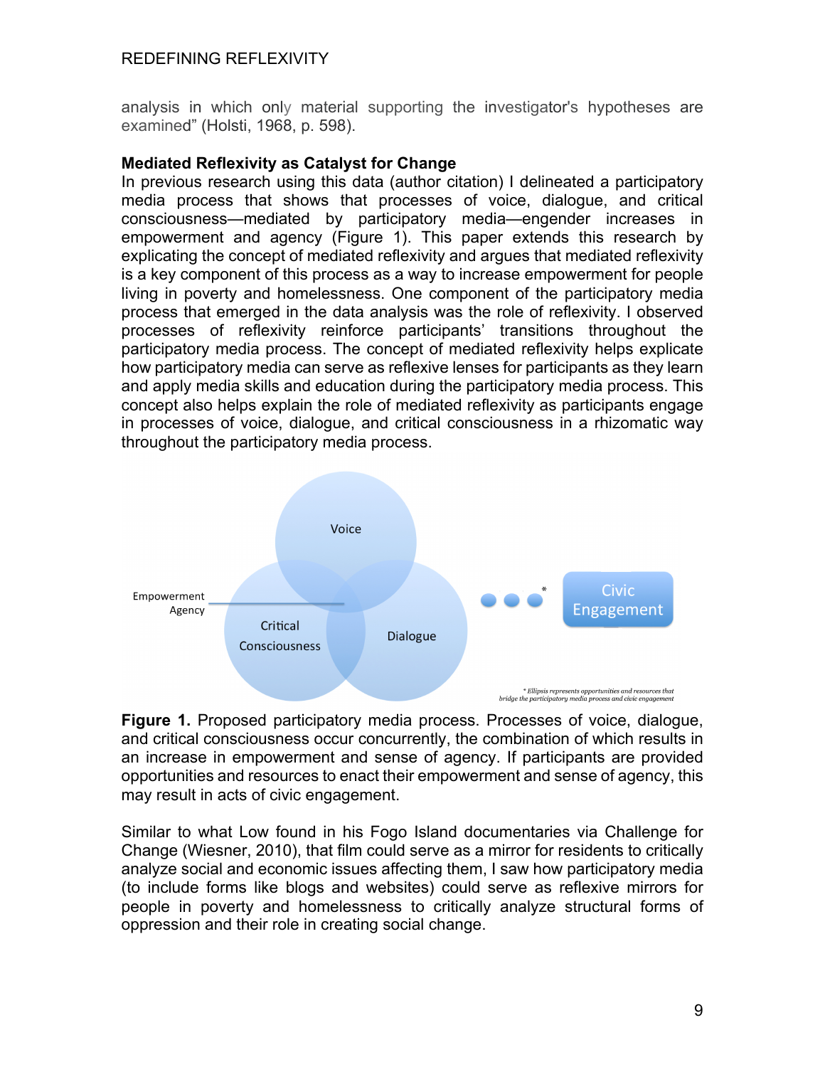analysis in which only material supporting the investigator's hypotheses are examined" (Holsti, 1968, p. 598).

**Mediated Reflexivity as Catalyst for Change**

In previous research using this data (author citation) I delineated a participatory media process that shows that processes of voice, dialogue, and critical consciousness—mediated by participatory media—engender increases in empowerment and agency (Figure 1). This paper extends this research by explicating the concept of mediated reflexivity and argues that mediated reflexivity is a key component of this process as a way to increase empowerment for people living in poverty and homelessness. One component of the participatory media process that emerged in the data analysis was the role of reflexivity. I observed processes of reflexivity reinforce participants' transitions throughout the participatory media process. The concept of mediated reflexivity helps explicate how participatory media can serve as reflexive lenses for participants as they learn and apply media skills and education during the participatory media process. This concept also helps explain the role of mediated reflexivity as participants engage in processes of voice, dialogue, and critical consciousness in a rhizomatic way throughout the participatory media process.

Voice

Empowerment
Agency

Critical
Consciousness

Dialogue

Civic
Engagement

* Ellipsis represents opportunities and resources that bridge the participatory media process and civic engagement

**Figure 1.** Proposed participatory media process. Processes of voice, dialogue, and critical consciousness occur concurrently, the combination of which results in an increase in empowerment and sense of agency. If participants are provided opportunities and resources to enact their empowerment and sense of agency, this may result in acts of civic engagement.

Similar to what Low found in his Fogo Island documentaries via Challenge for Change (Wiesner, 2010), that film could serve as a mirror for residents to critically analyze social and economic issues affecting them, I saw how participatory media (to include forms like blogs and websites) could serve as reflexive mirrors for people in poverty and homelessness to critically analyze structural forms of oppression and their role in creating social change.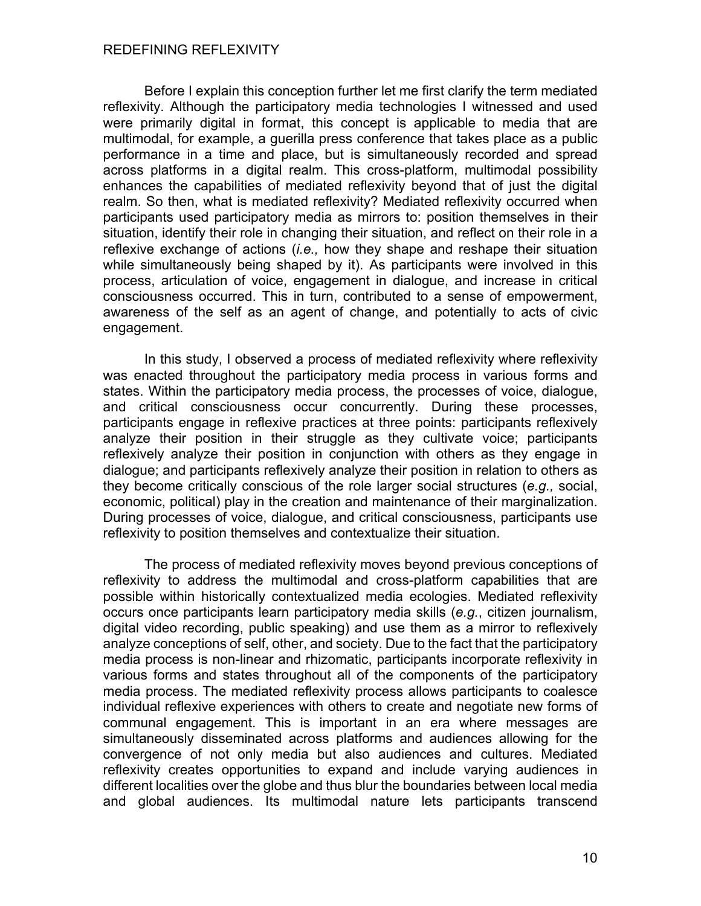Before I explain this conception further let me first clarify the term mediated reflexivity. Although the participatory media technologies I witnessed and used were primarily digital in format, this concept is applicable to media that are multimodal, for example, a guerilla press conference that takes place as a public performance in a time and place, but is simultaneously recorded and spread across platforms in a digital realm. This cross-platform, multimodal possibility enhances the capabilities of mediated reflexivity beyond that of just the digital realm. So then, what is mediated reflexivity? Mediated reflexivity occurred when participants used participatory media as mirrors to: position themselves in their situation, identify their role in changing their situation, and reflect on their role in a reflexive exchange of actions (*i.e.,* how they shape and reshape their situation while simultaneously being shaped by it). As participants were involved in this process, articulation of voice, engagement in dialogue, and increase in critical consciousness occurred. This in turn, contributed to a sense of empowerment, awareness of the self as an agent of change, and potentially to acts of civic engagement.

In this study, I observed a process of mediated reflexivity where reflexivity was enacted throughout the participatory media process in various forms and states. Within the participatory media process, the processes of voice, dialogue, and critical consciousness occur concurrently. During these processes, participants engage in reflexive practices at three points: participants reflexively analyze their position in their struggle as they cultivate voice; participants reflexively analyze their position in conjunction with others as they engage in dialogue; and participants reflexively analyze their position in relation to others as they become critically conscious of the role larger social structures (*e.g.,* social, economic, political) play in the creation and maintenance of their marginalization. During processes of voice, dialogue, and critical consciousness, participants use reflexivity to position themselves and contextualize their situation.

The process of mediated reflexivity moves beyond previous conceptions of reflexivity to address the multimodal and cross-platform capabilities that are possible within historically contextualized media ecologies. Mediated reflexivity occurs once participants learn participatory media skills (*e.g.*, citizen journalism, digital video recording, public speaking) and use them as a mirror to reflexively analyze conceptions of self, other, and society. Due to the fact that the participatory media process is non-linear and rhizomatic, participants incorporate reflexivity in various forms and states throughout all of the components of the participatory media process. The mediated reflexivity process allows participants to coalesce individual reflexive experiences with others to create and negotiate new forms of communal engagement. This is important in an era where messages are simultaneously disseminated across platforms and audiences allowing for the convergence of not only media but also audiences and cultures. Mediated reflexivity creates opportunities to expand and include varying audiences in different localities over the globe and thus blur the boundaries between local media and global audiences. Its multimodal nature lets participants transcend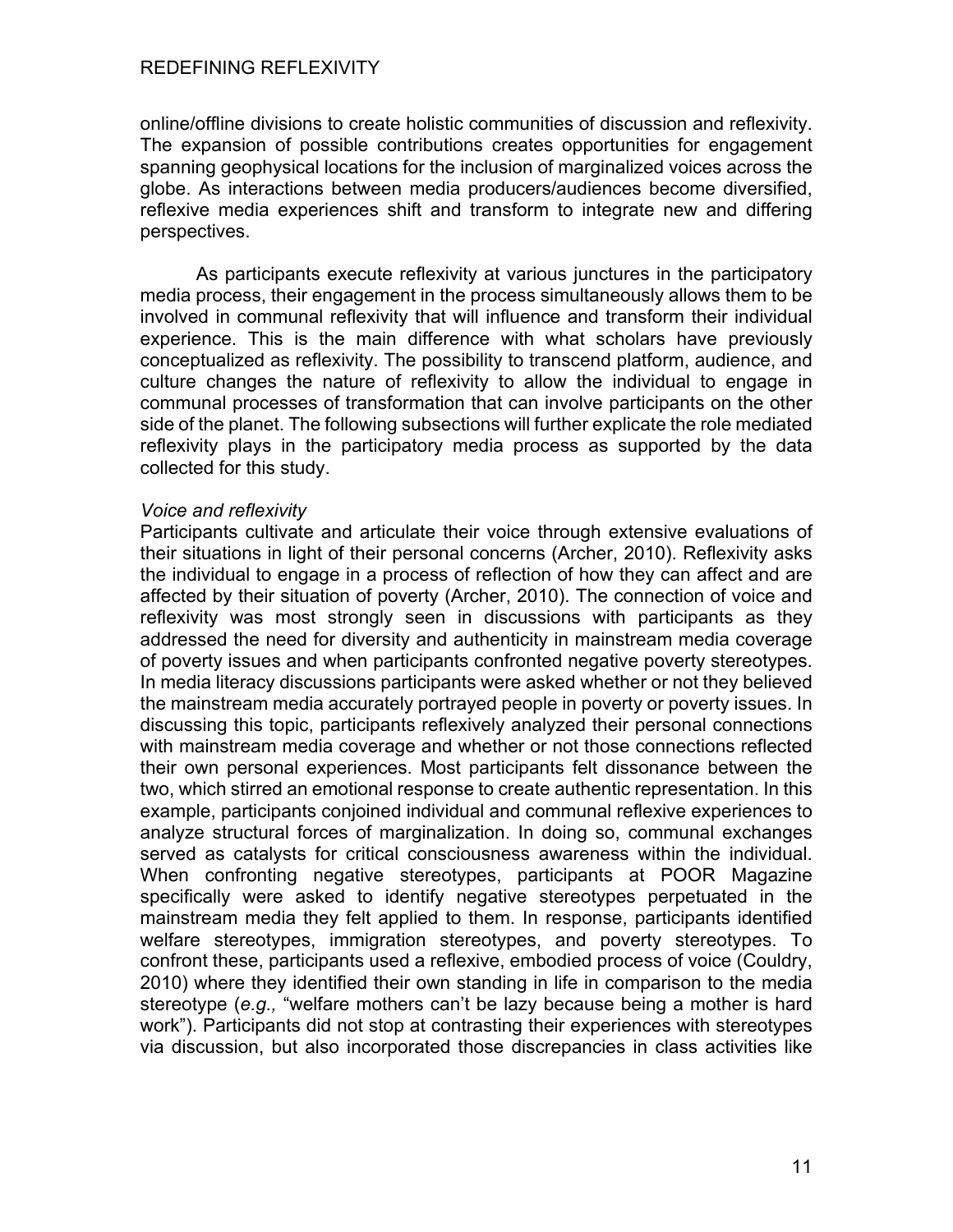online/offline divisions to create holistic communities of discussion and reflexivity. The expansion of possible contributions creates opportunities for engagement spanning geophysical locations for the inclusion of marginalized voices across the globe. As interactions between media producers/audiences become diversified, reflexive media experiences shift and transform to integrate new and differing perspectives.

As participants execute reflexivity at various junctures in the participatory media process, their engagement in the process simultaneously allows them to be involved in communal reflexivity that will influence and transform their individual experience. This is the main difference with what scholars have previously conceptualized as reflexivity. The possibility to transcend platform, audience, and culture changes the nature of reflexivity to allow the individual to engage in communal processes of transformation that can involve participants on the other side of the planet. The following subsections will further explicate the role mediated reflexivity plays in the participatory media process as supported by the data collected for this study.

*Voice and reflexivity*

Participants cultivate and articulate their voice through extensive evaluations of their situations in light of their personal concerns (Archer, 2010). Reflexivity asks the individual to engage in a process of reflection of how they can affect and are affected by their situation of poverty (Archer, 2010). The connection of voice and reflexivity was most strongly seen in discussions with participants as they addressed the need for diversity and authenticity in mainstream media coverage of poverty issues and when participants confronted negative poverty stereotypes. In media literacy discussions participants were asked whether or not they believed the mainstream media accurately portrayed people in poverty or poverty issues. In discussing this topic, participants reflexively analyzed their personal connections with mainstream media coverage and whether or not those connections reflected their own personal experiences. Most participants felt dissonance between the two, which stirred an emotional response to create authentic representation. In this example, participants conjoined individual and communal reflexive experiences to analyze structural forces of marginalization. In doing so, communal exchanges served as catalysts for critical consciousness awareness within the individual. When confronting negative stereotypes, participants at POOR Magazine specifically were asked to identify negative stereotypes perpetuated in the mainstream media they felt applied to them. In response, participants identified welfare stereotypes, immigration stereotypes, and poverty stereotypes. To confront these, participants used a reflexive, embodied process of voice (Couldry, 2010) where they identified their own standing in life in comparison to the media stereotype (*e.g.,* "welfare mothers can't be lazy because being a mother is hard work"). Participants did not stop at contrasting their experiences with stereotypes via discussion, but also incorporated those discrepancies in class activities like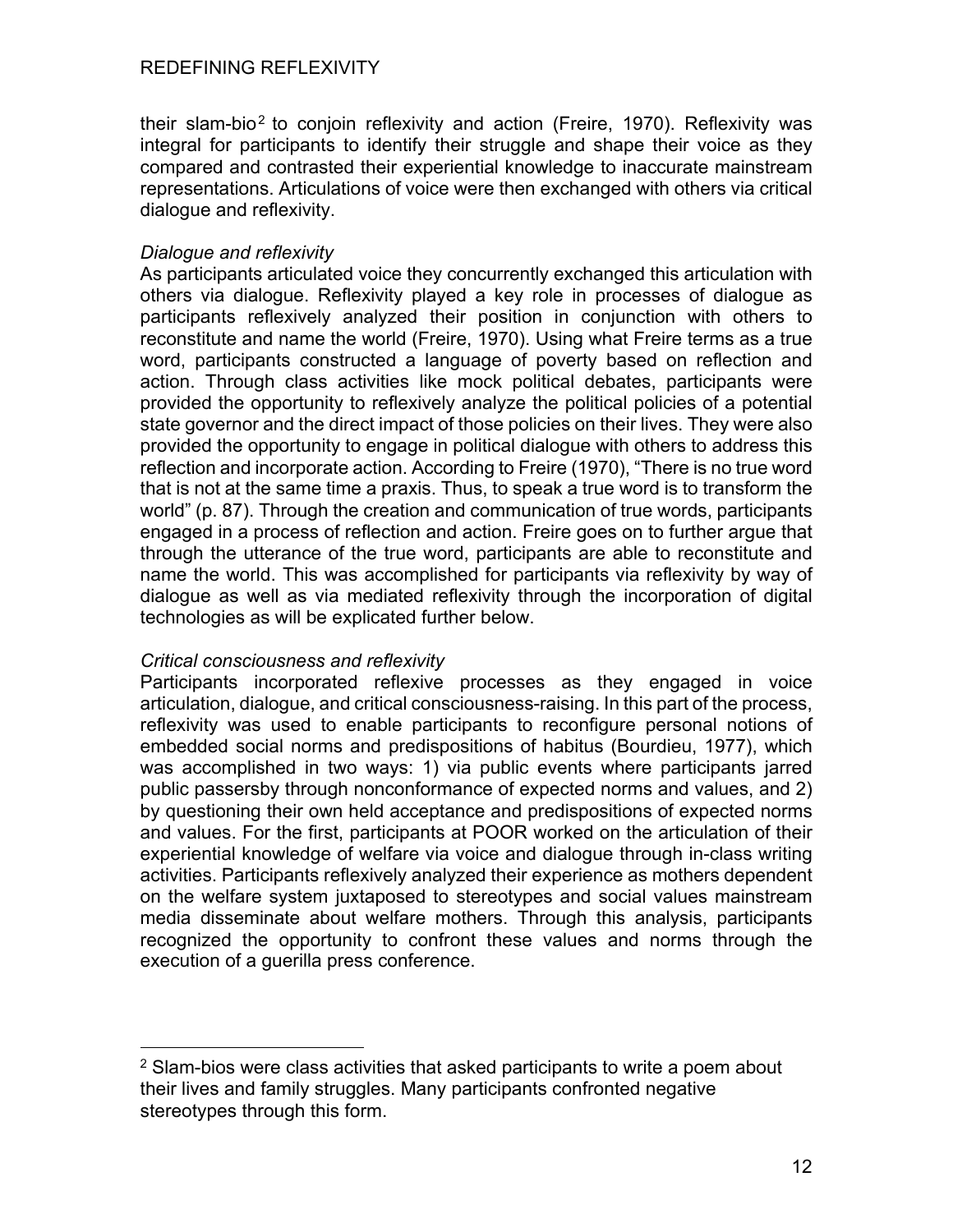their slam-bio[2] to conjoin reflexivity and action (Freire, 1970). Reflexivity was integral for participants to identify their struggle and shape their voice as they compared and contrasted their experiential knowledge to inaccurate mainstream representations. Articulations of voice were then exchanged with others via critical dialogue and reflexivity.

*Dialogue and reflexivity*

As participants articulated voice they concurrently exchanged this articulation with others via dialogue. Reflexivity played a key role in processes of dialogue as participants reflexively analyzed their position in conjunction with others to reconstitute and name the world (Freire, 1970). Using what Freire terms as a true word, participants constructed a language of poverty based on reflection and action. Through class activities like mock political debates, participants were provided the opportunity to reflexively analyze the political policies of a potential state governor and the direct impact of those policies on their lives. They were also provided the opportunity to engage in political dialogue with others to address this reflection and incorporate action. According to Freire (1970), "There is no true word that is not at the same time a praxis. Thus, to speak a true word is to transform the world" (p. 87). Through the creation and communication of true words, participants engaged in a process of reflection and action. Freire goes on to further argue that through the utterance of the true word, participants are able to reconstitute and name the world. This was accomplished for participants via reflexivity by way of dialogue as well as via mediated reflexivity through the incorporation of digital technologies as will be explicated further below.

*Critical consciousness and reflexivity*

Participants incorporated reflexive processes as they engaged in voice articulation, dialogue, and critical consciousness-raising. In this part of the process, reflexivity was used to enable participants to reconfigure personal notions of embedded social norms and predispositions of habitus (Bourdieu, 1977), which was accomplished in two ways: 1) via public events where participants jarred public passersby through nonconformance of expected norms and values, and 2) by questioning their own held acceptance and predispositions of expected norms and values. For the first, participants at POOR worked on the articulation of their experiential knowledge of welfare via voice and dialogue through in-class writing activities. Participants reflexively analyzed their experience as mothers dependent on the welfare system juxtaposed to stereotypes and social values mainstream media disseminate about welfare mothers. Through this analysis, participants recognized the opportunity to confront these values and norms through the execution of a guerilla press conference.

[2] Slam-bios were class activities that asked participants to write a poem about their lives and family struggles. Many participants confronted negative stereotypes through this form.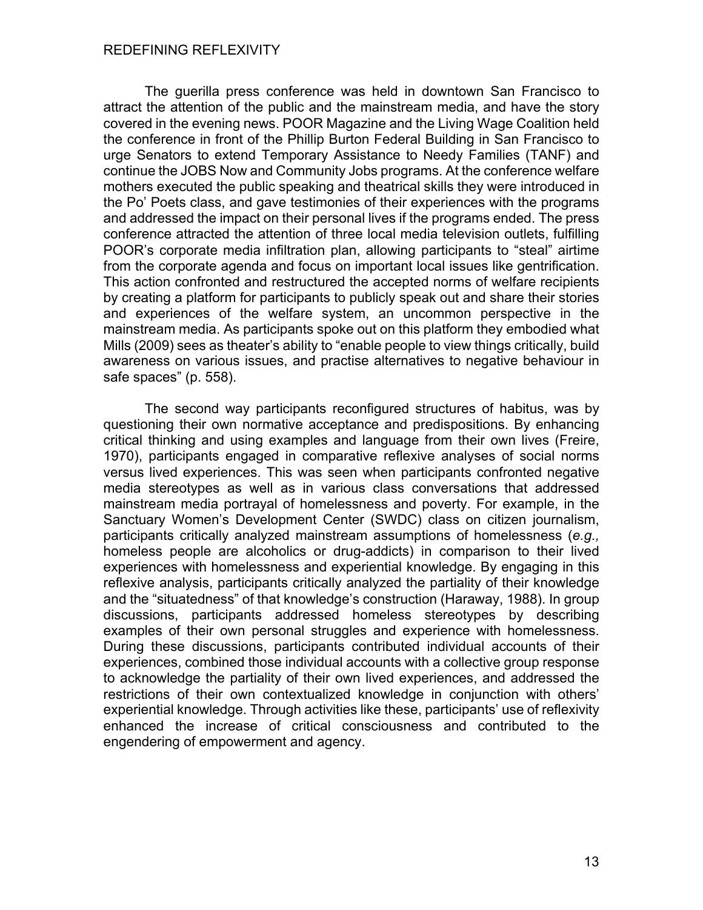The guerilla press conference was held in downtown San Francisco to attract the attention of the public and the mainstream media, and have the story covered in the evening news. POOR Magazine and the Living Wage Coalition held the conference in front of the Phillip Burton Federal Building in San Francisco to urge Senators to extend Temporary Assistance to Needy Families (TANF) and continue the JOBS Now and Community Jobs programs. At the conference welfare mothers executed the public speaking and theatrical skills they were introduced in the Po' Poets class, and gave testimonies of their experiences with the programs and addressed the impact on their personal lives if the programs ended. The press conference attracted the attention of three local media television outlets, fulfilling POOR's corporate media infiltration plan, allowing participants to "steal" airtime from the corporate agenda and focus on important local issues like gentrification. This action confronted and restructured the accepted norms of welfare recipients by creating a platform for participants to publicly speak out and share their stories and experiences of the welfare system, an uncommon perspective in the mainstream media. As participants spoke out on this platform they embodied what Mills (2009) sees as theater's ability to "enable people to view things critically, build awareness on various issues, and practise alternatives to negative behaviour in safe spaces" (p. 558).

The second way participants reconfigured structures of habitus, was by questioning their own normative acceptance and predispositions. By enhancing critical thinking and using examples and language from their own lives (Freire, 1970), participants engaged in comparative reflexive analyses of social norms versus lived experiences. This was seen when participants confronted negative media stereotypes as well as in various class conversations that addressed mainstream media portrayal of homelessness and poverty. For example, in the Sanctuary Women's Development Center (SWDC) class on citizen journalism, participants critically analyzed mainstream assumptions of homelessness (*e.g.,* homeless people are alcoholics or drug-addicts) in comparison to their lived experiences with homelessness and experiential knowledge. By engaging in this reflexive analysis, participants critically analyzed the partiality of their knowledge and the "situatedness" of that knowledge's construction (Haraway, 1988). In group discussions, participants addressed homeless stereotypes by describing examples of their own personal struggles and experience with homelessness. During these discussions, participants contributed individual accounts of their experiences, combined those individual accounts with a collective group response to acknowledge the partiality of their own lived experiences, and addressed the restrictions of their own contextualized knowledge in conjunction with others' experiential knowledge. Through activities like these, participants' use of reflexivity enhanced the increase of critical consciousness and contributed to the engendering of empowerment and agency.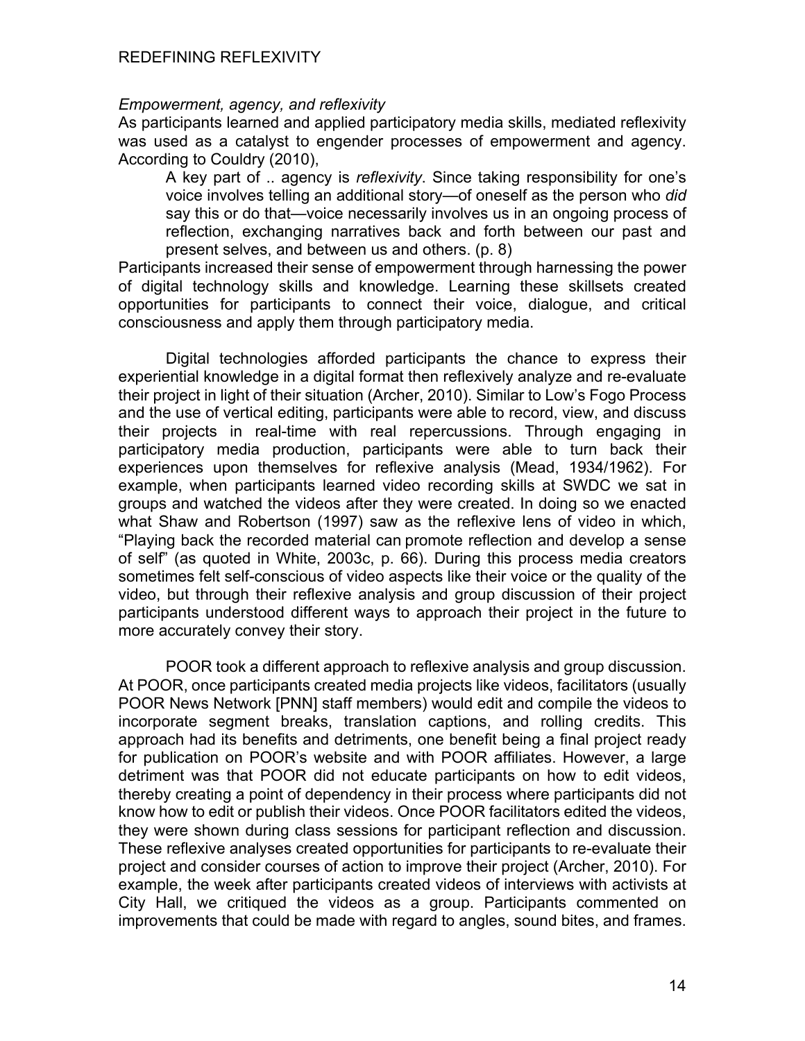*Empowerment, agency, and reflexivity*

As participants learned and applied participatory media skills, mediated reflexivity was used as a catalyst to engender processes of empowerment and agency. According to Couldry (2010),

> A key part of .. agency is *reflexivity*. Since taking responsibility for one's voice involves telling an additional story—of oneself as the person who *did* say this or do that—voice necessarily involves us in an ongoing process of reflection, exchanging narratives back and forth between our past and present selves, and between us and others. (p. 8)

Participants increased their sense of empowerment through harnessing the power of digital technology skills and knowledge. Learning these skillsets created opportunities for participants to connect their voice, dialogue, and critical consciousness and apply them through participatory media.

Digital technologies afforded participants the chance to express their experiential knowledge in a digital format then reflexively analyze and re-evaluate their project in light of their situation (Archer, 2010). Similar to Low's Fogo Process and the use of vertical editing, participants were able to record, view, and discuss their projects in real-time with real repercussions. Through engaging in participatory media production, participants were able to turn back their experiences upon themselves for reflexive analysis (Mead, 1934/1962). For example, when participants learned video recording skills at SWDC we sat in groups and watched the videos after they were created. In doing so we enacted what Shaw and Robertson (1997) saw as the reflexive lens of video in which, "Playing back the recorded material can promote reflection and develop a sense of self" (as quoted in White, 2003c, p. 66). During this process media creators sometimes felt self-conscious of video aspects like their voice or the quality of the video, but through their reflexive analysis and group discussion of their project participants understood different ways to approach their project in the future to more accurately convey their story.

POOR took a different approach to reflexive analysis and group discussion. At POOR, once participants created media projects like videos, facilitators (usually POOR News Network [PNN] staff members) would edit and compile the videos to incorporate segment breaks, translation captions, and rolling credits. This approach had its benefits and detriments, one benefit being a final project ready for publication on POOR's website and with POOR affiliates. However, a large detriment was that POOR did not educate participants on how to edit videos, thereby creating a point of dependency in their process where participants did not know how to edit or publish their videos. Once POOR facilitators edited the videos, they were shown during class sessions for participant reflection and discussion. These reflexive analyses created opportunities for participants to re-evaluate their project and consider courses of action to improve their project (Archer, 2010). For example, the week after participants created videos of interviews with activists at City Hall, we critiqued the videos as a group. Participants commented on improvements that could be made with regard to angles, sound bites, and frames.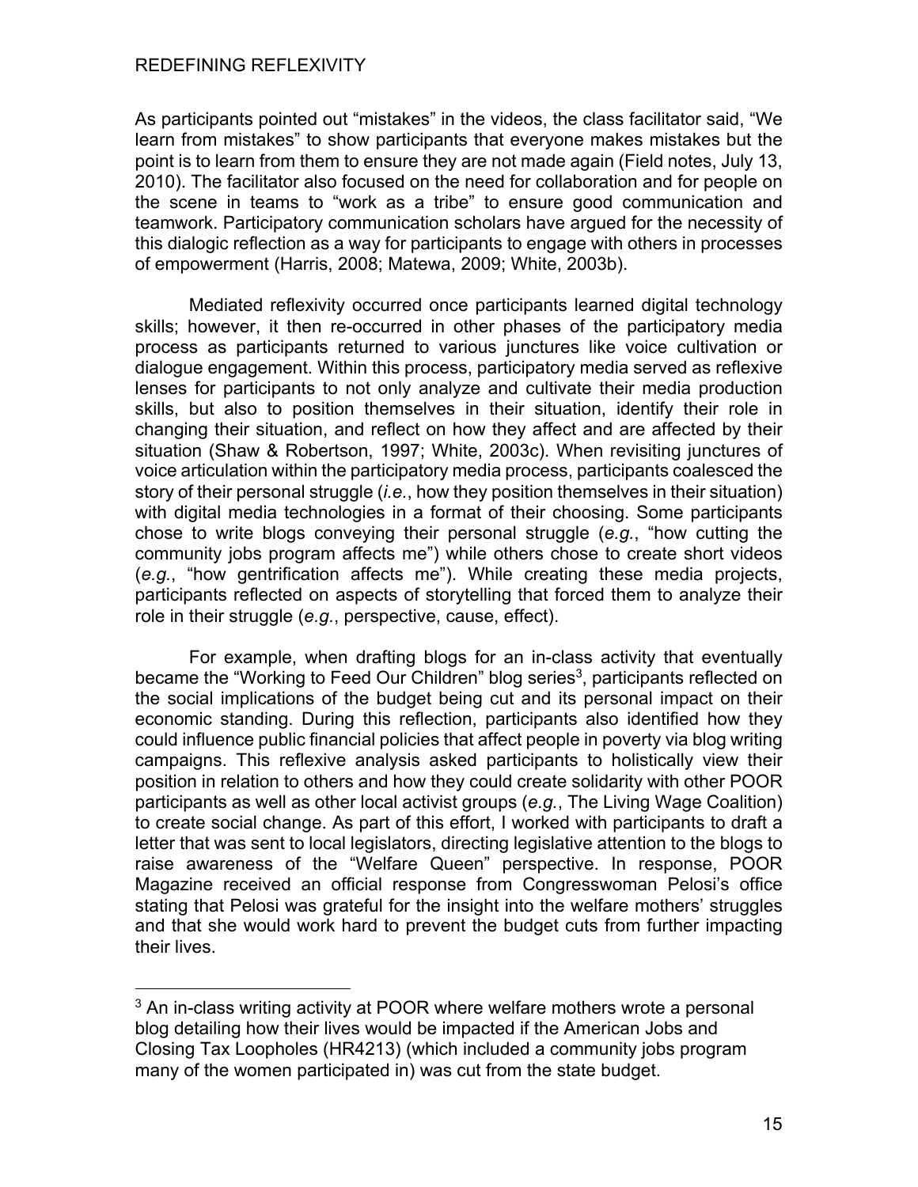As participants pointed out "mistakes" in the videos, the class facilitator said, "We learn from mistakes" to show participants that everyone makes mistakes but the point is to learn from them to ensure they are not made again (Field notes, July 13, 2010). The facilitator also focused on the need for collaboration and for people on the scene in teams to "work as a tribe" to ensure good communication and teamwork. Participatory communication scholars have argued for the necessity of this dialogic reflection as a way for participants to engage with others in processes of empowerment (Harris, 2008; Matewa, 2009; White, 2003b).

Mediated reflexivity occurred once participants learned digital technology skills; however, it then re-occurred in other phases of the participatory media process as participants returned to various junctures like voice cultivation or dialogue engagement. Within this process, participatory media served as reflexive lenses for participants to not only analyze and cultivate their media production skills, but also to position themselves in their situation, identify their role in changing their situation, and reflect on how they affect and are affected by their situation (Shaw & Robertson, 1997; White, 2003c). When revisiting junctures of voice articulation within the participatory media process, participants coalesced the story of their personal struggle (*i.e.*, how they position themselves in their situation) with digital media technologies in a format of their choosing. Some participants chose to write blogs conveying their personal struggle (*e.g.*, "how cutting the community jobs program affects me") while others chose to create short videos (*e.g.*, "how gentrification affects me"). While creating these media projects, participants reflected on aspects of storytelling that forced them to analyze their role in their struggle (*e.g.*, perspective, cause, effect).

For example, when drafting blogs for an in-class activity that eventually became the "Working to Feed Our Children" blog series[3], participants reflected on the social implications of the budget being cut and its personal impact on their economic standing. During this reflection, participants also identified how they could influence public financial policies that affect people in poverty via blog writing campaigns. This reflexive analysis asked participants to holistically view their position in relation to others and how they could create solidarity with other POOR participants as well as other local activist groups (*e.g.*, The Living Wage Coalition) to create social change. As part of this effort, I worked with participants to draft a letter that was sent to local legislators, directing legislative attention to the blogs to raise awareness of the "Welfare Queen" perspective. In response, POOR Magazine received an official response from Congresswoman Pelosi's office stating that Pelosi was grateful for the insight into the welfare mothers' struggles and that she would work hard to prevent the budget cuts from further impacting their lives.

---

[3] An in-class writing activity at POOR where welfare mothers wrote a personal blog detailing how their lives would be impacted if the American Jobs and Closing Tax Loopholes (HR4213) (which included a community jobs program many of the women participated in) was cut from the state budget.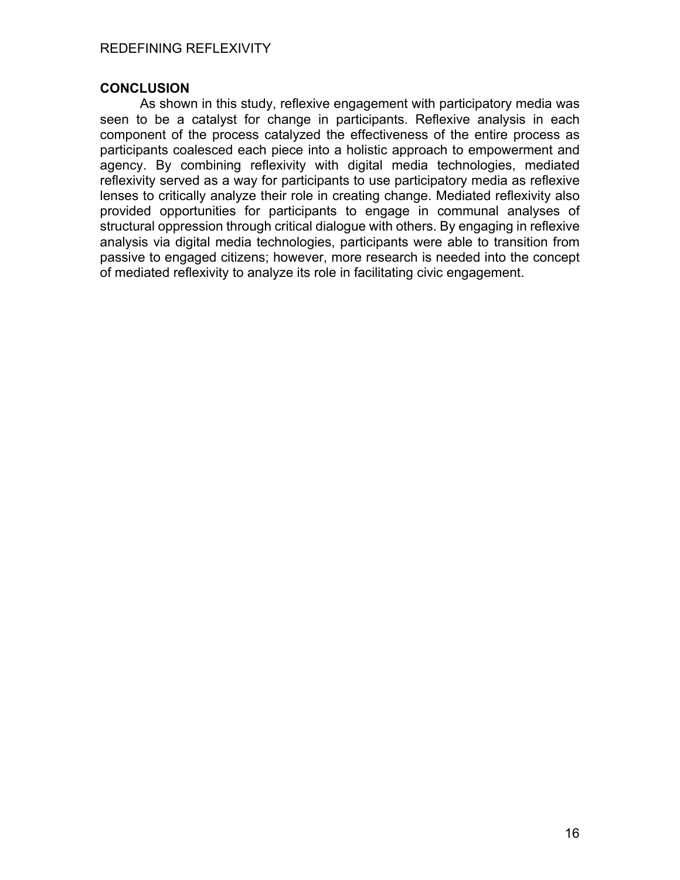## CONCLUSION

As shown in this study, reflexive engagement with participatory media was seen to be a catalyst for change in participants. Reflexive analysis in each component of the process catalyzed the effectiveness of the entire process as participants coalesced each piece into a holistic approach to empowerment and agency. By combining reflexivity with digital media technologies, mediated reflexivity served as a way for participants to use participatory media as reflexive lenses to critically analyze their role in creating change. Mediated reflexivity also provided opportunities for participants to engage in communal analyses of structural oppression through critical dialogue with others. By engaging in reflexive analysis via digital media technologies, participants were able to transition from passive to engaged citizens; however, more research is needed into the concept of mediated reflexivity to analyze its role in facilitating civic engagement.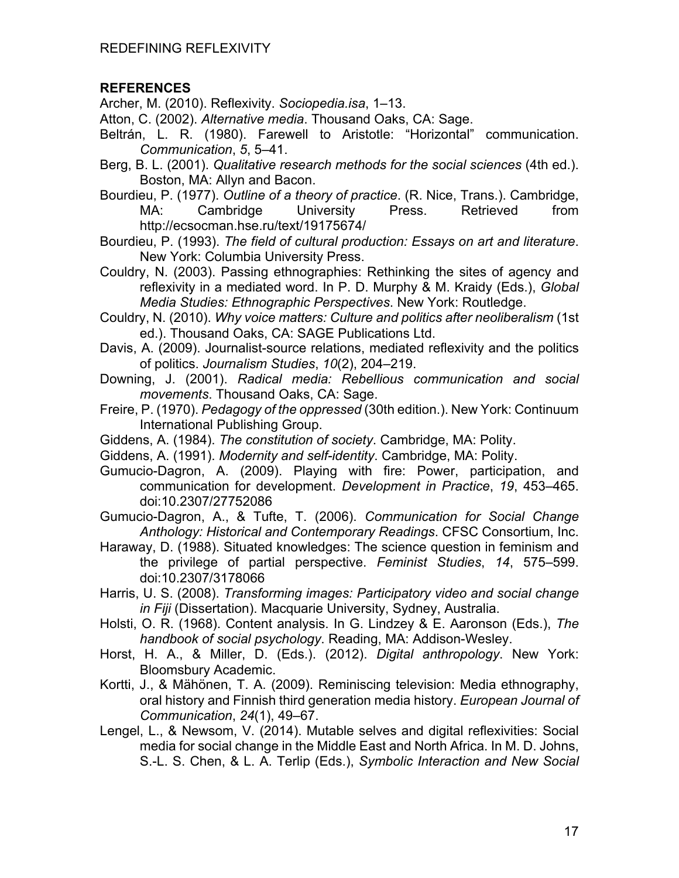## REFERENCES

Archer, M. (2010). Reflexivity. *Sociopedia.isa*, 1–13.

Atton, C. (2002). *Alternative media*. Thousand Oaks, CA: Sage.

Beltrán, L. R. (1980). Farewell to Aristotle: "Horizontal" communication. *Communication*, *5*, 5–41.

Berg, B. L. (2001). *Qualitative research methods for the social sciences* (4th ed.). Boston, MA: Allyn and Bacon.

Bourdieu, P. (1977). *Outline of a theory of practice*. (R. Nice, Trans.). Cambridge, MA: Cambridge University Press. Retrieved from http://ecsocman.hse.ru/text/19175674/

Bourdieu, P. (1993). *The field of cultural production: Essays on art and literature*. New York: Columbia University Press.

Couldry, N. (2003). Passing ethnographies: Rethinking the sites of agency and reflexivity in a mediated word. In P. D. Murphy & M. Kraidy (Eds.), *Global Media Studies: Ethnographic Perspectives*. New York: Routledge.

Couldry, N. (2010). *Why voice matters: Culture and politics after neoliberalism* (1st ed.). Thousand Oaks, CA: SAGE Publications Ltd.

Davis, A. (2009). Journalist-source relations, mediated reflexivity and the politics of politics. *Journalism Studies*, *10*(2), 204–219.

Downing, J. (2001). *Radical media: Rebellious communication and social movements*. Thousand Oaks, CA: Sage.

Freire, P. (1970). *Pedagogy of the oppressed* (30th edition.). New York: Continuum International Publishing Group.

Giddens, A. (1984). *The constitution of society*. Cambridge, MA: Polity.

Giddens, A. (1991). *Modernity and self-identity*. Cambridge, MA: Polity.

Gumucio-Dagron, A. (2009). Playing with fire: Power, participation, and communication for development. *Development in Practice*, *19*, 453–465. doi:10.2307/27752086

Gumucio-Dagron, A., & Tufte, T. (2006). *Communication for Social Change Anthology: Historical and Contemporary Readings*. CFSC Consortium, Inc.

Haraway, D. (1988). Situated knowledges: The science question in feminism and the privilege of partial perspective. *Feminist Studies*, *14*, 575–599. doi:10.2307/3178066

Harris, U. S. (2008). *Transforming images: Participatory video and social change in Fiji* (Dissertation). Macquarie University, Sydney, Australia.

Holsti, O. R. (1968). Content analysis. In G. Lindzey & E. Aaronson (Eds.), *The handbook of social psychology*. Reading, MA: Addison-Wesley.

Horst, H. A., & Miller, D. (Eds.). (2012). *Digital anthropology*. New York: Bloomsbury Academic.

Kortti, J., & Mähönen, T. A. (2009). Reminiscing television: Media ethnography, oral history and Finnish third generation media history. *European Journal of Communication*, *24*(1), 49–67.

Lengel, L., & Newsom, V. (2014). Mutable selves and digital reflexivities: Social media for social change in the Middle East and North Africa. In M. D. Johns, S.-L. S. Chen, & L. A. Terlip (Eds.), *Symbolic Interaction and New Social*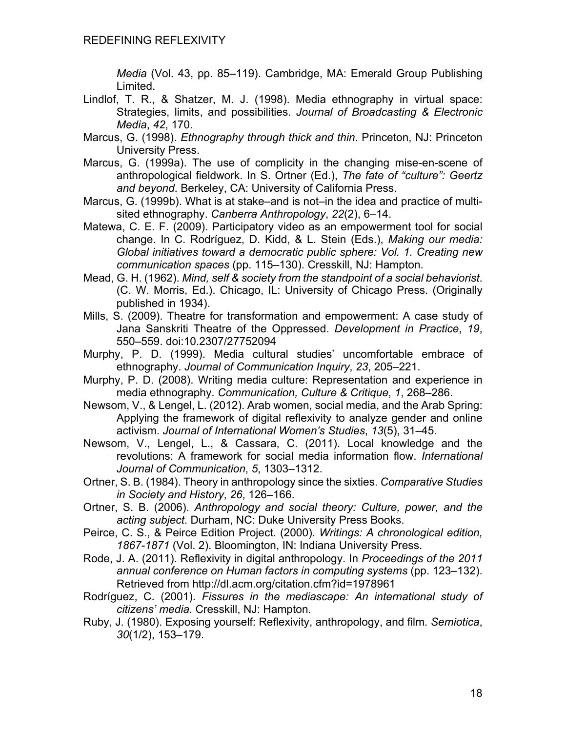*Media* (Vol. 43, pp. 85–119). Cambridge, MA: Emerald Group Publishing Limited.

Lindlof, T. R., & Shatzer, M. J. (1998). Media ethnography in virtual space: Strategies, limits, and possibilities. *Journal of Broadcasting & Electronic Media*, *42*, 170.

Marcus, G. (1998). *Ethnography through thick and thin*. Princeton, NJ: Princeton University Press.

Marcus, G. (1999a). The use of complicity in the changing mise-en-scene of anthropological fieldwork. In S. Ortner (Ed.), *The fate of "culture": Geertz and beyond*. Berkeley, CA: University of California Press.

Marcus, G. (1999b). What is at stake–and is not–in the idea and practice of multi-sited ethnography. *Canberra Anthropology*, *22*(2), 6–14.

Matewa, C. E. F. (2009). Participatory video as an empowerment tool for social change. In C. Rodríguez, D. Kidd, & L. Stein (Eds.), *Making our media: Global initiatives toward a democratic public sphere: Vol. 1. Creating new communication spaces* (pp. 115–130). Cresskill, NJ: Hampton.

Mead, G. H. (1962). *Mind, self & society from the standpoint of a social behaviorist*. (C. W. Morris, Ed.). Chicago, IL: University of Chicago Press. (Originally published in 1934).

Mills, S. (2009). Theatre for transformation and empowerment: A case study of Jana Sanskriti Theatre of the Oppressed. *Development in Practice*, *19*, 550–559. doi:10.2307/27752094

Murphy, P. D. (1999). Media cultural studies' uncomfortable embrace of ethnography. *Journal of Communication Inquiry*, *23*, 205–221.

Murphy, P. D. (2008). Writing media culture: Representation and experience in media ethnography. *Communication, Culture & Critique*, *1*, 268–286.

Newsom, V., & Lengel, L. (2012). Arab women, social media, and the Arab Spring: Applying the framework of digital reflexivity to analyze gender and online activism. *Journal of International Women's Studies*, *13*(5), 31–45.

Newsom, V., Lengel, L., & Cassara, C. (2011). Local knowledge and the revolutions: A framework for social media information flow. *International Journal of Communication*, *5*, 1303–1312.

Ortner, S. B. (1984). Theory in anthropology since the sixties. *Comparative Studies in Society and History*, *26*, 126–166.

Ortner, S. B. (2006). *Anthropology and social theory: Culture, power, and the acting subject*. Durham, NC: Duke University Press Books.

Peirce, C. S., & Peirce Edition Project. (2000). *Writings: A chronological edition, 1867-1871* (Vol. 2). Bloomington, IN: Indiana University Press.

Rode, J. A. (2011). Reflexivity in digital anthropology. In *Proceedings of the 2011 annual conference on Human factors in computing systems* (pp. 123–132). Retrieved from http://dl.acm.org/citation.cfm?id=1978961

Rodríguez, C. (2001). *Fissures in the mediascape: An international study of citizens' media*. Cresskill, NJ: Hampton.

Ruby, J. (1980). Exposing yourself: Reflexivity, anthropology, and film. *Semiotica*, *30*(1/2), 153–179.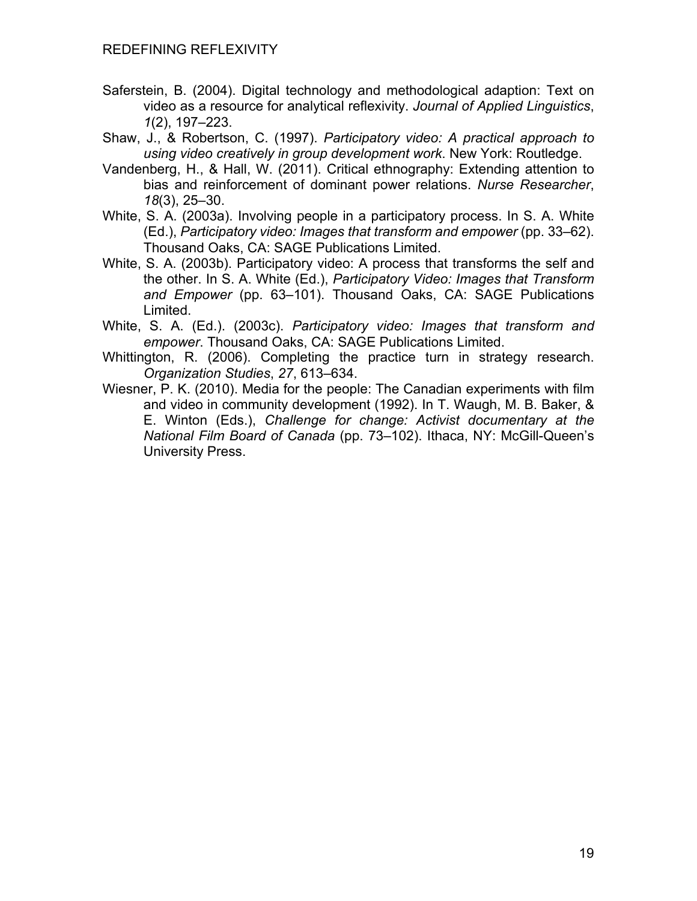Saferstein, B. (2004). Digital technology and methodological adaption: Text on video as a resource for analytical reflexivity. *Journal of Applied Linguistics*, *1*(2), 197–223.

Shaw, J., & Robertson, C. (1997). *Participatory video: A practical approach to using video creatively in group development work*. New York: Routledge.

Vandenberg, H., & Hall, W. (2011). Critical ethnography: Extending attention to bias and reinforcement of dominant power relations. *Nurse Researcher*, *18*(3), 25–30.

White, S. A. (2003a). Involving people in a participatory process. In S. A. White (Ed.), *Participatory video: Images that transform and empower* (pp. 33–62). Thousand Oaks, CA: SAGE Publications Limited.

White, S. A. (2003b). Participatory video: A process that transforms the self and the other. In S. A. White (Ed.), *Participatory Video: Images that Transform and Empower* (pp. 63–101). Thousand Oaks, CA: SAGE Publications Limited.

White, S. A. (Ed.). (2003c). *Participatory video: Images that transform and empower*. Thousand Oaks, CA: SAGE Publications Limited.

Whittington, R. (2006). Completing the practice turn in strategy research. *Organization Studies*, *27*, 613–634.

Wiesner, P. K. (2010). Media for the people: The Canadian experiments with film and video in community development (1992). In T. Waugh, M. B. Baker, & E. Winton (Eds.), *Challenge for change: Activist documentary at the National Film Board of Canada* (pp. 73–102). Ithaca, NY: McGill-Queen's University Press.